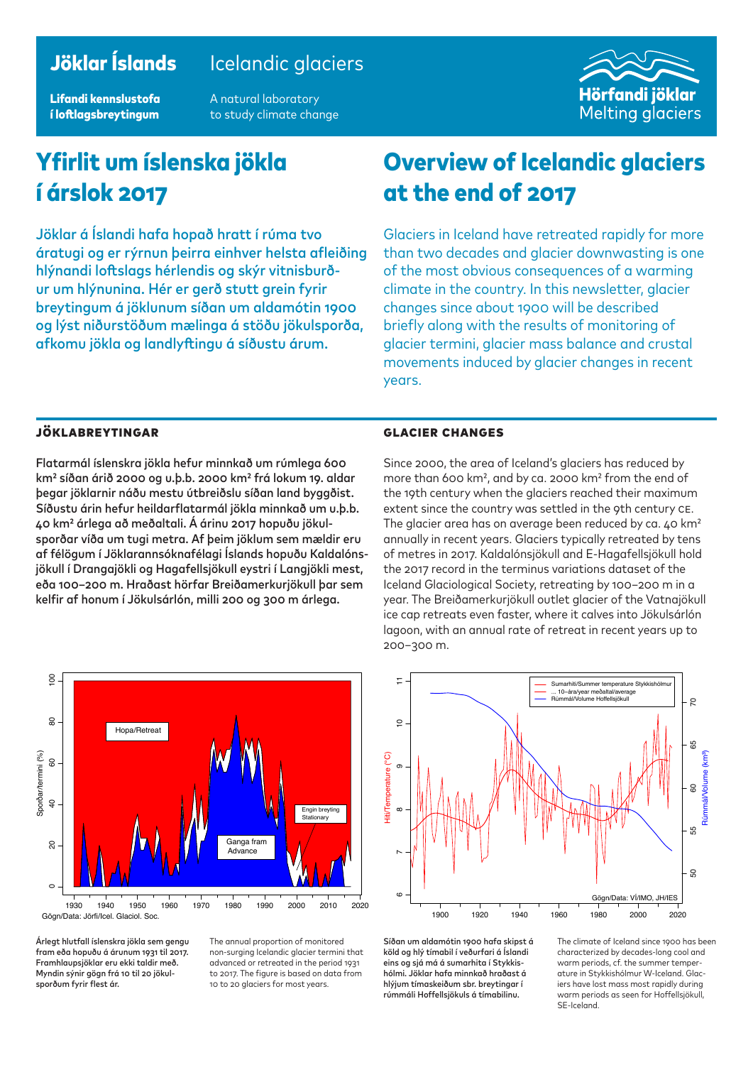# Jöklar Íslands — Icelandic glaciers

**Lifandi kennslustofa í loftlagsbreytingum**

A natural laboratory to study climate change

**Hörfandi jöklar** Melting glaciers

# Yfirlit um íslenska jökla í árslok 2017

Jöklar á Íslandi hafa hopað hratt í rúma tvo áratugi og er rýrnun þeirra einhver helsta afleiðing hlýnandi loftslags hérlendis og skýr vitnisburður um hlýnunina. Hér er gerð stutt grein fyrir breytingum á jöklunum síðan um aldamótin 1900 og lýst niðurstöðum mælinga á stöðu jökulsporða, afkomu jökla og landlyftingu á síðustu árum.

# Overview of Icelandic glaciers at the end of 2017

Glaciers in Iceland have retreated rapidly for more than two decades and glacier downwasting is one of the most obvious consequences of a warming climate in the country. In this newsletter, glacier changes since about 1900 will be described briefly along with the results of monitoring of glacier termini, glacier mass balance and crustal movements induced by glacier changes in recent years.

## JÖKLABREYTINGAR

Flatarmál íslenskra jökla hefur minnkað um rúmlega 600 km² síðan árið 2000 og u.þ.b. 2000 km² frá lokum 19. aldar þegar jöklarnir náðu mestu útbreiðslu síðan land byggðist. Síðustu árin hefur heildarflatarmál jökla minnkað um u.þ.b. 40 km² árlega að meðaltali. Á árinu 2017 hopuðu jökulsporðar víða um tugi metra. Af þeim jöklum sem mældir eru af félögum í Jöklarannsóknafélagi Íslands hopuðu Kaldalónsjökull í Drangajökli og Hagafellsjökull eystri í Langjökli mest, eða 100–200 m. Hraðast hörfar Breiðamerkurjökull þar sem kelfir af honum í Jökulsárlón, milli 200 og 300 m árlega.

## GLACIER CHANGES

Since 2000, the area of Iceland's glaciers has reduced by more than 600 km², and by ca. 2000 km² from the end of the 19th century when the glaciers reached their maximum extent since the country was settled in the 9th century CE. The glacier area has on average been reduced by ca. 40 km² annually in recent years. Glaciers typically retreated by tens of metres in 2017. Kaldalónsjökull and E-Hagafellsjökull hold the 2017 record in the terminus variations dataset of the Iceland Glaciological Society, retreating by 100–200 m in a year. The Breiðamerkurjökull outlet glacier of the Vatnajökull ice cap retreats even faster, where it calves into Jökulsárlón lagoon, with an annual rate of retreat in recent years up to 200–300 m.

Gögn/Data: Jörfi/Icel. Glaciol. Soc.

**Árlegt hlutfall íslenskra jökla sem gengu fram eða hopuðu á árunum 1931 til 2017. Framhlaupsjöklar eru ekki taldir með. Myndin sýnir gögn frá 10 til 20 jökulsporðum fyrir flest ár.**

The annual proportion of monitored non-surging Icelandic glacier termini that advanced or retreated in the period 1931 to 2017. The figure is based on data from 10 to 20 glaciers for most years.

Gögn/Data: VÍ/IMO, JH/IES

**Síðan um aldamótin 1900 hafa skipst á köld og hlý tímabil í veðurfari á Íslandi eins og sjá má á sumarhita í Stykkishólmi. Jöklar hafa minnkað hraðast á hlýjum tímaskeiðum sbr. breytingar í rúmmáli Hoffellsjökuls á tímabilinu.**

The climate of Iceland since 1900 has been characterized by decades-long cool and warm periods, cf. the summer temperature in Stykkishólmur W-Iceland. Glaciers have lost mass most rapidly during warm periods as seen for Hoffellsjökull, SE-Iceland.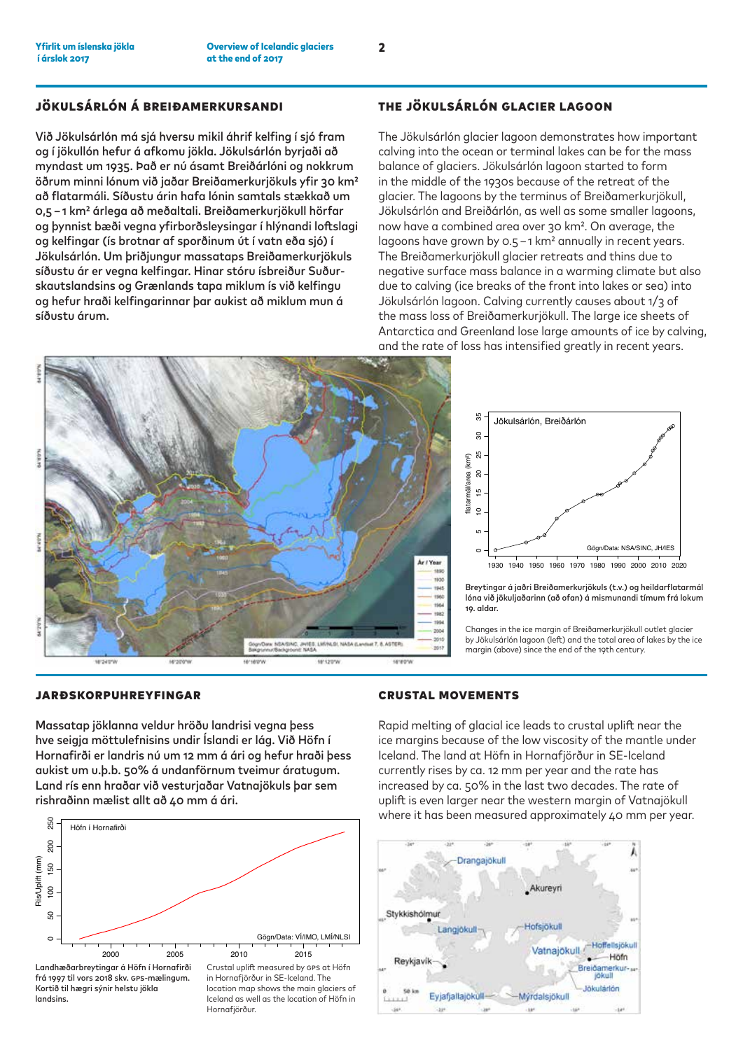## JÖKULSÁRLÓN Á BREIÐAMERKURSANDI

**Við Jökulsárlón má sjá hversu mikil áhrif kelfing í sjó fram og í jökullón hefur á afkomu jökla. Jökulsárlón byrjaði að myndast um 1935. Það er nú ásamt Breiðárlóni og nokkrum öðrum minni lónum við jaðar Breiðamerkurjökuls yfir 30 km² að flatarmáli. Síðustu árin hafa lónin samtals stækkað um 0,5 – 1 km² árlega að meðaltali. Breiðamerkurjökull hörfar og þynnist bæði vegna yfirborðsleysingar í hlýnandi loftslagi og kelfingar (ís brotnar af sporðinum út í vatn eða sjó) í Jökulsárlón. Um þriðjungur massataps Breiðamerkurjökuls síðustu ár er vegna kelfingar. Hinar stóru ísbreiður Suðurskautslandsins og Grænlands tapa miklum ís við kelfingu og hefur hraði kelfingarinnar þar aukist að miklum mun á síðustu árum.**

## THE JÖKULSÁRLÓN GLACIER LAGOON

The Jökulsárlón glacier lagoon demonstrates how important calving into the ocean or terminal lakes can be for the mass balance of glaciers. Jökulsárlón lagoon started to form in the middle of the 1930s because of the retreat of the glacier. The lagoons by the terminus of Breiðamerkurjökull, Jökulsárlón and Breiðárlón, as well as some smaller lagoons, now have a combined area over 30 km². On average, the lagoons have grown by 0.5 – 1 km² annually in recent years. The Breiðamerkurjökull glacier retreats and thins due to negative surface mass balance in a warming climate but also due to calving (ice breaks of the front into lakes or sea) into Jökulsárlón lagoon. Calving currently causes about 1/3 of the mass loss of Breiðamerkurjökull. The large ice sheets of Antarctica and Greenland lose large amounts of ice by calving, and the rate of loss has intensified greatly in recent years.

**Breytingar á jaðri Breiðamerkurjökuls (t.v.) og heildarflatarmál lóna við jökuljaðarinn (að ofan) á mismunandi tímum frá lokum 19. aldar.**

Changes in the ice margin of Breiðamerkurjökull outlet glacier by Jökulsárlón lagoon (left) and the total area of lakes by the ice margin (above) since the end of the 19th century.

## JARÐSKORPUHREYFINGAR

**Massatap jöklanna veldur hröðu landrisi vegna þess hve seigja möttulefnisins undir Íslandi er lág. Við Höfn í Hornafirði er landris nú um 12 mm á ári og hefur hraði þess aukist um u.þ.b. 50% á undanförnum tveimur áratugum. Land rís enn hraðar við vesturjaðar Vatnajökuls þar sem rishraðinn mælist allt að 40 mm á ári.**

## CRUSTAL MOVEMENTS

Rapid melting of glacial ice leads to crustal uplift near the ice margins because of the low viscosity of the mantle under Iceland. The land at Höfn in Hornafjörður in SE-Iceland currently rises by ca. 12 mm per year and the rate has increased by ca. 50% in the last two decades. The rate of uplift is even larger near the western margin of Vatnajökull where it has been measured approximately 40 mm per year.

**Landhæðarbreytingar á Höfn í Hornafirði frá 1997 til vors 2018 skv. GPS-mælingum. Kortið til hægri sýnir helstu jökla landsins.**

Crustal uplift measured by GPS at Höfn in Hornafjörður in SE-Iceland. The location map shows the main glaciers of Iceland as well as the location of Höfn in Hornafjörður.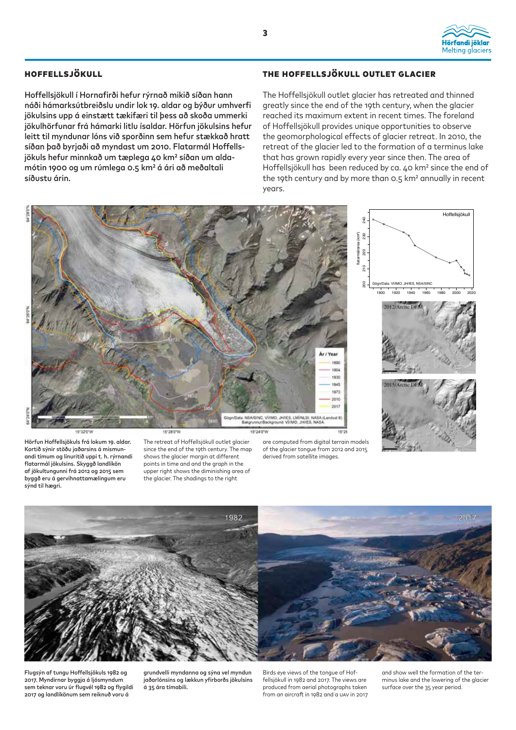## HOFFELLSJÖKULL

**Hoffellsjökull í Hornafirði hefur rýrnað mikið síðan hann náði hámarksútbreiðslu undir lok 19. aldar og býður umhverfi jökulsins upp á einstætt tækifæri til þess að skoða ummerki jökulhörfunar frá hámarki litlu ísaldar. Hörfun jökulsins hefur leitt til myndunar lóns við sporðinn sem hefur stækkað hratt síðan það byrjaði að myndast um 2010. Flatarmál Hoffellsjökuls hefur minnkað um tæplega 40 km² síðan um aldamótin 1900 og um rúmlega 0.5 km² á ári að meðaltali síðustu árin.**

## THE HOFFELLSJÖKULL OUTLET GLACIER

The Hoffellsjökull outlet glacier has retreated and thinned greatly since the end of the 19th century, when the glacier reached its maximum extent in recent times. The foreland of Hoffellsjökull provides unique opportunities to observe the geomorphological effects of glacier retreat. In 2010, the retreat of the glacier led to the formation of a terminus lake that has grown rapidly every year since then. The area of Hoffellsjökull has been reduced by ca. 40 km² since the end of the 19th century and by more than 0.5 km² annually in recent years.

**Hörfun Hoffellsjökuls frá lokum 19. aldar. Kortið sýnir stöðu jaðarsins á mismunandi tímum og línuritið uppi t. h. rýrnandi flatarmál jökulsins. Skyggð landlíkön af jökultungunni frá 2012 og 2015 sem byggð eru á gervihnattamælingum eru sýnd til hægri.**

The retreat of Hoffellsjökull outlet glacier since the end of the 19th century. The map shows the glacier margin at different points in time and the graph in the upper right shows the diminishing area of the glacier. The shadings to the right are computed from digital terrain models of the glacier tongue from 2012 and 2015 derived from satellite images.

**Flugsýn af tungu Hoffellsjökuls 1982 og 2017. Myndirnar byggja á ljósmyndum sem teknar voru úr flugvél 1982 og flygildi 2017 og landlíkönum sem reiknuð voru á grundvelli myndanna og sýna vel myndun jaðarlónsins og lækkun yfirborðs jökulsins á 35 ára tímabili.**

Birds eye views of the tongue of Hoffellsjökull in 1982 and 2017. The views are produced from aerial photographs taken from an aircraft in 1982 and a UAV in 2017 and show well the formation of the terminus lake and the lowering of the glacier surface over the 35 year period.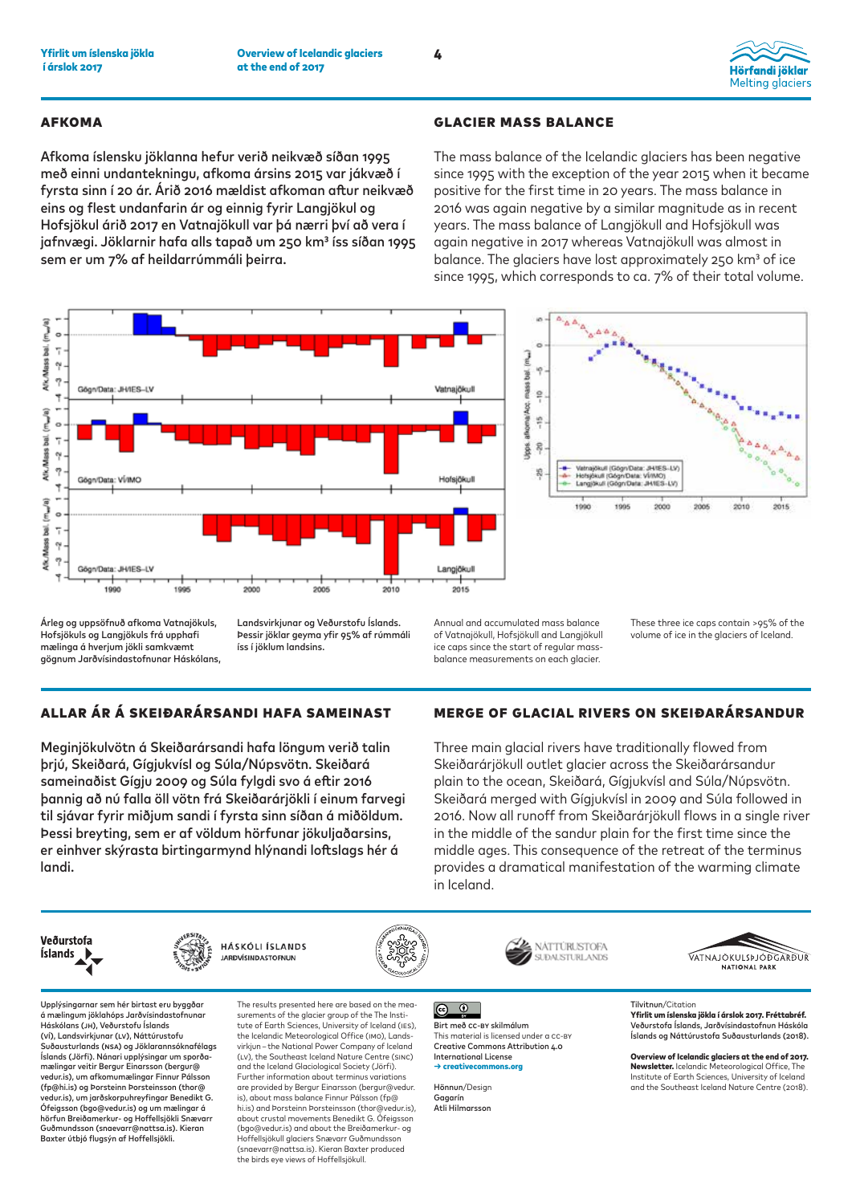## AFKOMA

**Afkoma íslensku jöklanna hefur verið neikvæð síðan 1995 með einni undantekningu, afkoma ársins 2015 var jákvæð í fyrsta sinn í 20 ár. Árið 2016 mældist afkoman aftur neikvæð eins og flest undanfarin ár og einnig fyrir Langjökul og Hofsjökul árið 2017 en Vatnajökull var þá nærri því að vera í jafnvægi. Jöklarnir hafa alls tapað um 250 km³ íss síðan 1995 sem er um 7% af heildarrúmmáli þeirra.**

## GLACIER MASS BALANCE

The mass balance of the Icelandic glaciers has been negative since 1995 with the exception of the year 2015 when it became positive for the first time in 20 years. The mass balance in 2016 was again negative by a similar magnitude as in recent years. The mass balance of Langjökull and Hofsjökull was again negative in 2017 whereas Vatnajökull was almost in balance. The glaciers have lost approximately 250 km³ of ice since 1995, which corresponds to ca. 7% of their total volume.

Afk./Mass bal. (m_we/a)
Gögn/Data: JH/IES–LV
Vatnajökull
Gögn/Data: VÍ/IMO
Hofsjökull
Gögn/Data: JH/IES–LV
Langjökull
1990 1995 2000 2005 2010 2015

Upps. afkoma/Acc. mass bal. (m_we)
Vatnajökull (Gögn/Data: JH/IES–LV)
Hofsjökull (Gögn/Data: VÍ/IMO)
Langjökull (Gögn/Data: JH/IES–LV)
1990 1995 2000 2005 2010 2015

Árleg og uppsöfnuð afkoma Vatnajökuls, Hofsjökuls og Langjökuls frá upphafi mælinga á hverjum jökli samkvæmt gögnum Jarðvísindastofnunar Háskólans, Landsvirkjunar og Veðurstofu Íslands. **Þessir jöklar geyma yfir 95% af rúmmáli íss í jöklum landsins.**

Annual and accumulated mass balance of Vatnajökull, Hofsjökull and Langjökull ice caps since the start of regular mass-balance measurements on each glacier. These three ice caps contain >95% of the volume of ice in the glaciers of Iceland.

## ALLAR ÁR Á SKEIÐARÁRSANDI HAFA SAMEINAST

**Meginjökulvötn á Skeiðarársandi hafa löngum verið talin þrjú, Skeiðará, Gígjukvísl og Súla/Núpsvötn. Skeiðará sameinaðist Gígju 2009 og Súla fylgdi svo á eftir 2016 þannig að nú falla öll vötn frá Skeiðarárjökli í einum farvegi til sjávar fyrir miðjum sandi í fyrsta sinn síðan á miðöldum. Þessi breyting, sem er af völdum hörfunar jökuljaðarsins, er einhver skýrasta birtingarmynd hlýnandi loftslags hér á landi.**

## MERGE OF GLACIAL RIVERS ON SKEIÐARÁRSANDUR

Three main glacial rivers have traditionally flowed from Skeiðarárjökull outlet glacier across the Skeiðarársandur plain to the ocean, Skeiðará, Gígjukvísl and Súla/Núpsvötn. Skeiðará merged with Gígjukvísl in 2009 and Súla followed in 2016. Now all runoff from Skeiðarárjökull flows in a single river in the middle of the sandur plain for the first time since the middle ages. This consequence of the retreat of the terminus provides a dramatical manifestation of the warming climate in Iceland.

Veðurstofa Íslands · Háskóli Íslands Jarðvísindastofnun · Náttúrustofa Suðausturlands · Vatnajökulsþjóðgarður National Park

Upplýsingarnar sem hér birtast eru byggðar á mælingum jöklahóps Jarðvísindastofnunar Háskólans (JH), Veðurstofu Íslands (VÍ), Landsvirkjunar (LV), Náttúrustofu Suðausturlands (NSA) og Jöklarannsóknafélags Íslands (Jörfi). Nánari upplýsingar um sporðamælingar veitir Bergur Einarsson (bergur@vedur.is), um afkomumælingar Finnur Pálsson (fp@hi.is) og Þorsteinn Þorsteinsson (thor@vedur.is), um jarðskorpuhreyfingar Benedikt G. Ófeigsson (bgo@vedur.is) og um mælingar á hörfun Breiðamerkur- og Hoffellsjökli Snævarr Guðmundsson (snaevarr@nattsa.is). Kieran Baxter útbjó flugsýn af Hoffellsjökli.

The results presented here are based on the measurements of the glacier group of the The Institute of Earth Sciences, University of Iceland (IES), the Icelandic Meteorological Office (IMO), Landsvirkjun – the National Power Company of Iceland (LV), the Southeast Iceland Nature Centre (SINC) and the Iceland Glaciological Society (Jörfi). Further information about terminus variations are provided by Bergur Einarsson (bergur@vedur.is), about mass balance Finnur Pálsson (fp@hi.is) and Þorsteinn Þorsteinsson (thor@vedur.is), about crustal movements Benedikt G. Ófeigsson (bgo@vedur.is) and about the Breiðamerkur- og Hoffellsjökull glaciers Snævarr Guðmundsson (snaevarr@nattsa.is). Kieran Baxter produced the birds eye views of Hoffellsjökull.

Birt með CC-BY skilmálum
This material is licensed under a CC-BY **Creative Commons Attribution 4.0 International License**
**→ creativecommons.org**

Hönnun/Design
Gagarín
Atli Hilmarsson

Tilvitnun/Citation
**Yfirlit um íslenska jökla í árslok 2017. Fréttabréf.** Veðurstofa Íslands, Jarðvísindastofnun Háskóla Íslands og Náttúrustofa Suðausturlands (2018).

**Overview of Icelandic glaciers at the end of 2017. Newsletter.** Icelandic Meteorological Office, The Institute of Earth Sciences, University of Iceland and the Southeast Iceland Nature Centre (2018).